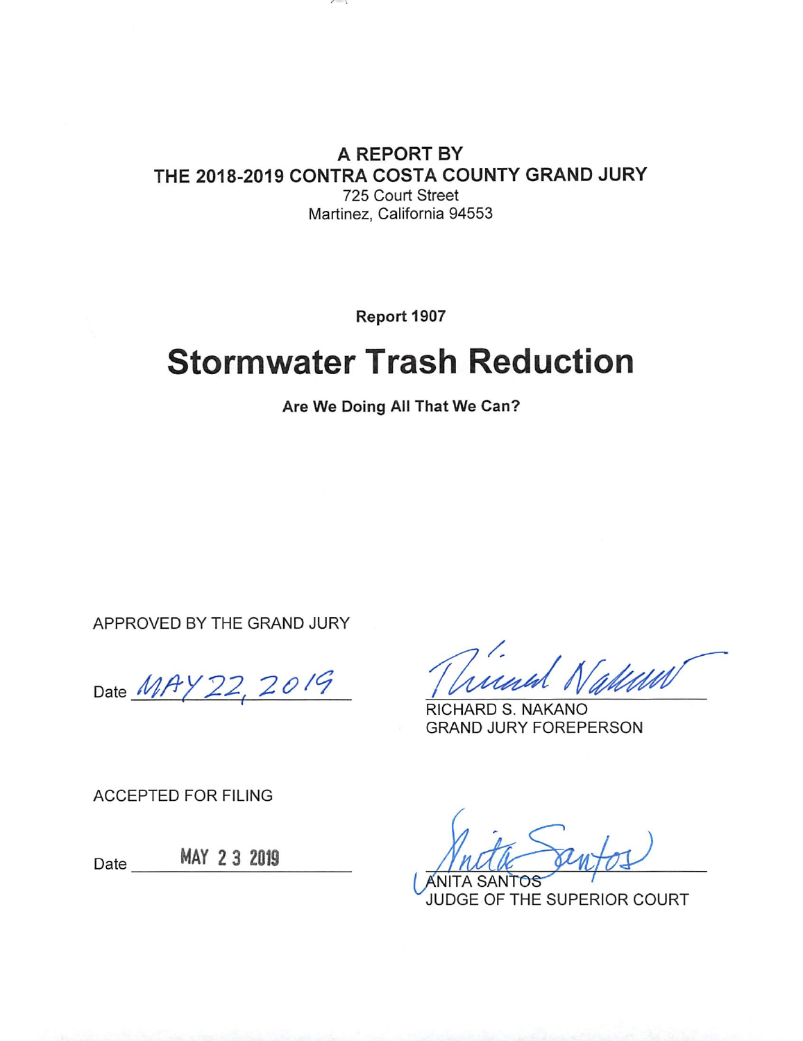**A REPORT BY**
**THE 2018-2019 CONTRA COSTA COUNTY GRAND JURY**
725 Court Street
Martinez, California 94553

**Report 1907**

# Stormwater Trash Reduction

**Are We Doing All That We Can?**

APPROVED BY THE GRAND JURY

Date MAY 22, 2019

RICHARD S. NAKANO
GRAND JURY FOREPERSON

ACCEPTED FOR FILING

Date MAY 23 2019

ANITA SANTOS
JUDGE OF THE SUPERIOR COURT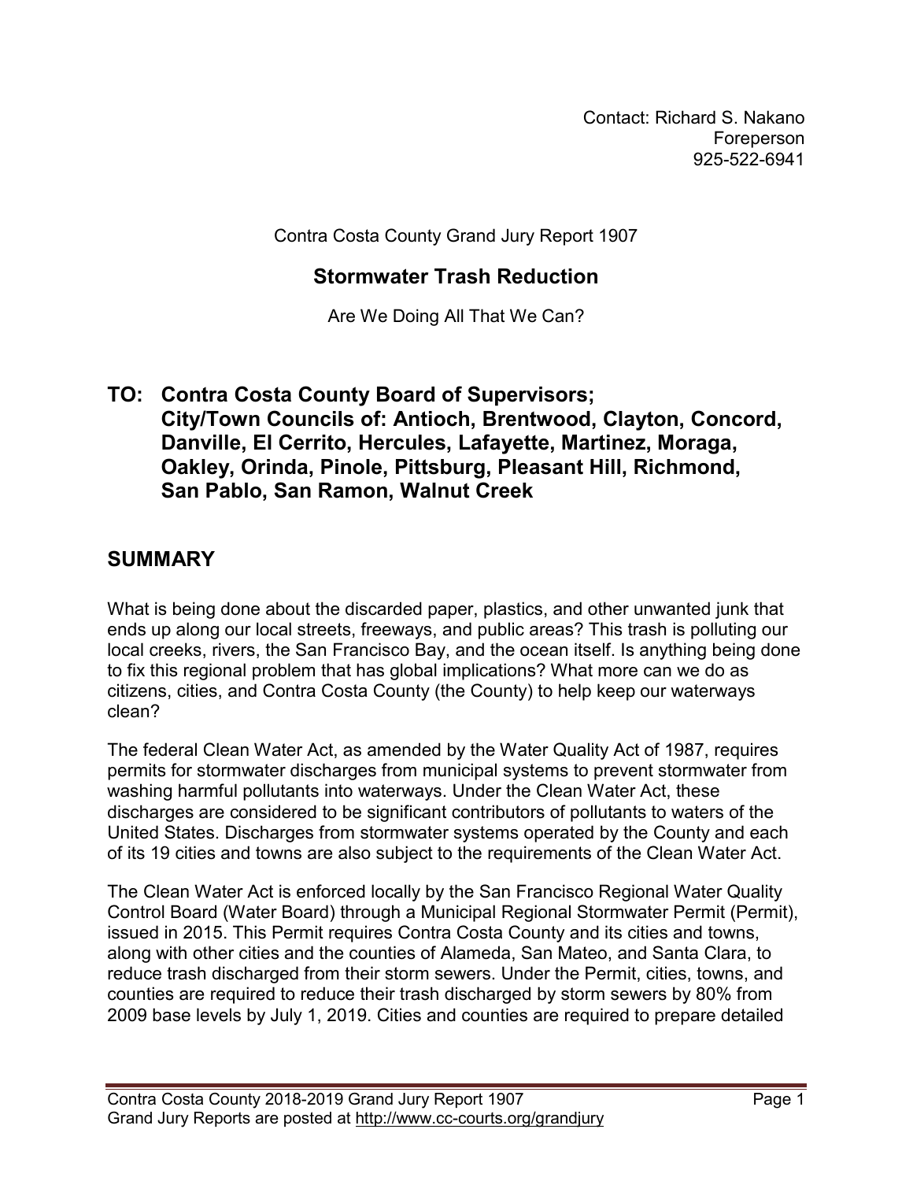Contact: Richard S. Nakano
Foreperson
925-522-6941

Contra Costa County Grand Jury Report 1907

## Stormwater Trash Reduction

Are We Doing All That We Can?

# TO: Contra Costa County Board of Supervisors; City/Town Councils of: Antioch, Brentwood, Clayton, Concord, Danville, El Cerrito, Hercules, Lafayette, Martinez, Moraga, Oakley, Orinda, Pinole, Pittsburg, Pleasant Hill, Richmond, San Pablo, San Ramon, Walnut Creek

## SUMMARY

What is being done about the discarded paper, plastics, and other unwanted junk that ends up along our local streets, freeways, and public areas? This trash is polluting our local creeks, rivers, the San Francisco Bay, and the ocean itself. Is anything being done to fix this regional problem that has global implications? What more can we do as citizens, cities, and Contra Costa County (the County) to help keep our waterways clean?

The federal Clean Water Act, as amended by the Water Quality Act of 1987, requires permits for stormwater discharges from municipal systems to prevent stormwater from washing harmful pollutants into waterways. Under the Clean Water Act, these discharges are considered to be significant contributors of pollutants to waters of the United States. Discharges from stormwater systems operated by the County and each of its 19 cities and towns are also subject to the requirements of the Clean Water Act.

The Clean Water Act is enforced locally by the San Francisco Regional Water Quality Control Board (Water Board) through a Municipal Regional Stormwater Permit (Permit), issued in 2015. This Permit requires Contra Costa County and its cities and towns, along with other cities and the counties of Alameda, San Mateo, and Santa Clara, to reduce trash discharged from their storm sewers. Under the Permit, cities, towns, and counties are required to reduce their trash discharged by storm sewers by 80% from 2009 base levels by July 1, 2019. Cities and counties are required to prepare detailed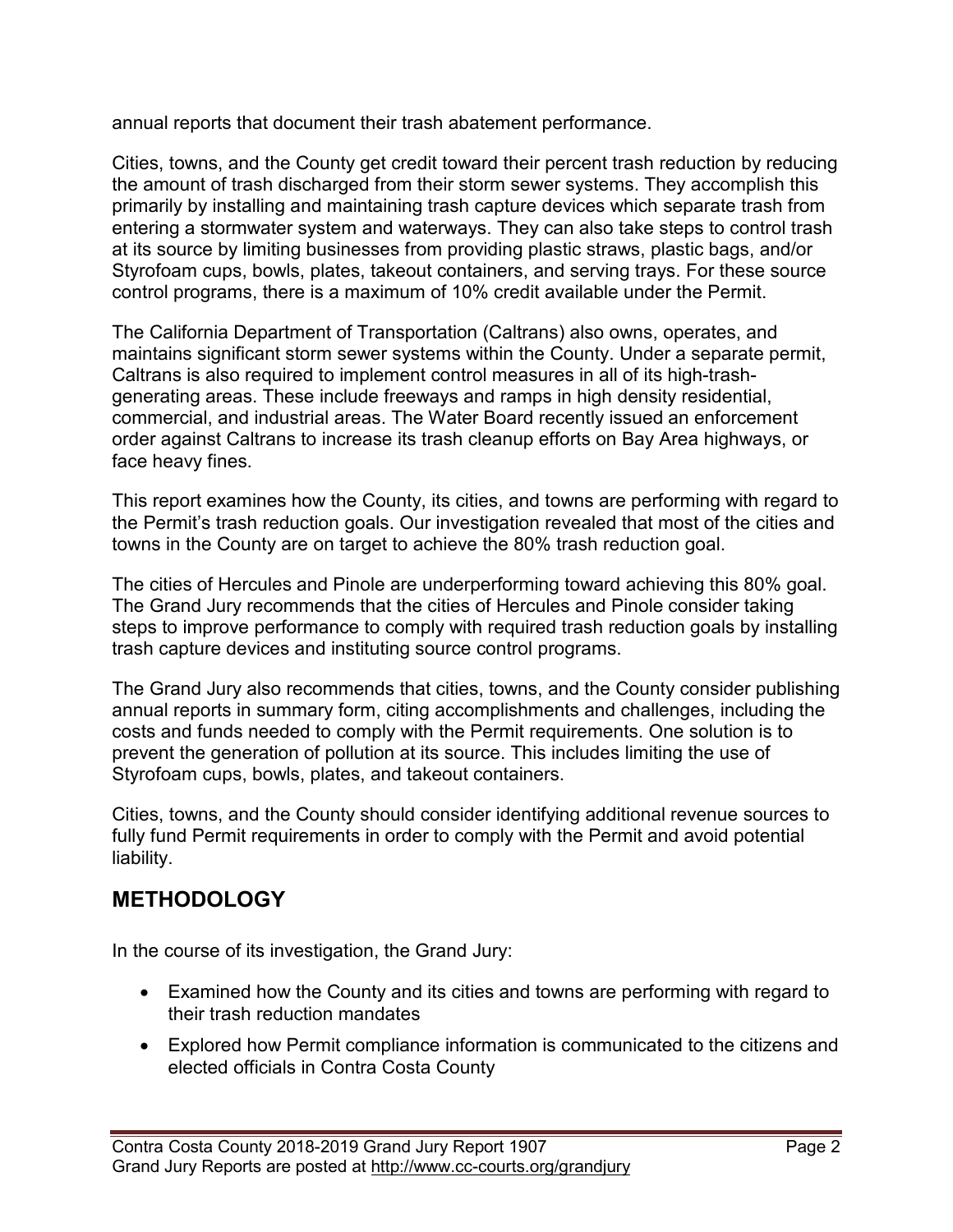annual reports that document their trash abatement performance.

Cities, towns, and the County get credit toward their percent trash reduction by reducing the amount of trash discharged from their storm sewer systems. They accomplish this primarily by installing and maintaining trash capture devices which separate trash from entering a stormwater system and waterways. They can also take steps to control trash at its source by limiting businesses from providing plastic straws, plastic bags, and/or Styrofoam cups, bowls, plates, takeout containers, and serving trays. For these source control programs, there is a maximum of 10% credit available under the Permit.

The California Department of Transportation (Caltrans) also owns, operates, and maintains significant storm sewer systems within the County. Under a separate permit, Caltrans is also required to implement control measures in all of its high-trash-generating areas. These include freeways and ramps in high density residential, commercial, and industrial areas. The Water Board recently issued an enforcement order against Caltrans to increase its trash cleanup efforts on Bay Area highways, or face heavy fines.

This report examines how the County, its cities, and towns are performing with regard to the Permit's trash reduction goals. Our investigation revealed that most of the cities and towns in the County are on target to achieve the 80% trash reduction goal.

The cities of Hercules and Pinole are underperforming toward achieving this 80% goal. The Grand Jury recommends that the cities of Hercules and Pinole consider taking steps to improve performance to comply with required trash reduction goals by installing trash capture devices and instituting source control programs.

The Grand Jury also recommends that cities, towns, and the County consider publishing annual reports in summary form, citing accomplishments and challenges, including the costs and funds needed to comply with the Permit requirements. One solution is to prevent the generation of pollution at its source. This includes limiting the use of Styrofoam cups, bowls, plates, and takeout containers.

Cities, towns, and the County should consider identifying additional revenue sources to fully fund Permit requirements in order to comply with the Permit and avoid potential liability.

## METHODOLOGY

In the course of its investigation, the Grand Jury:

- Examined how the County and its cities and towns are performing with regard to their trash reduction mandates
- Explored how Permit compliance information is communicated to the citizens and elected officials in Contra Costa County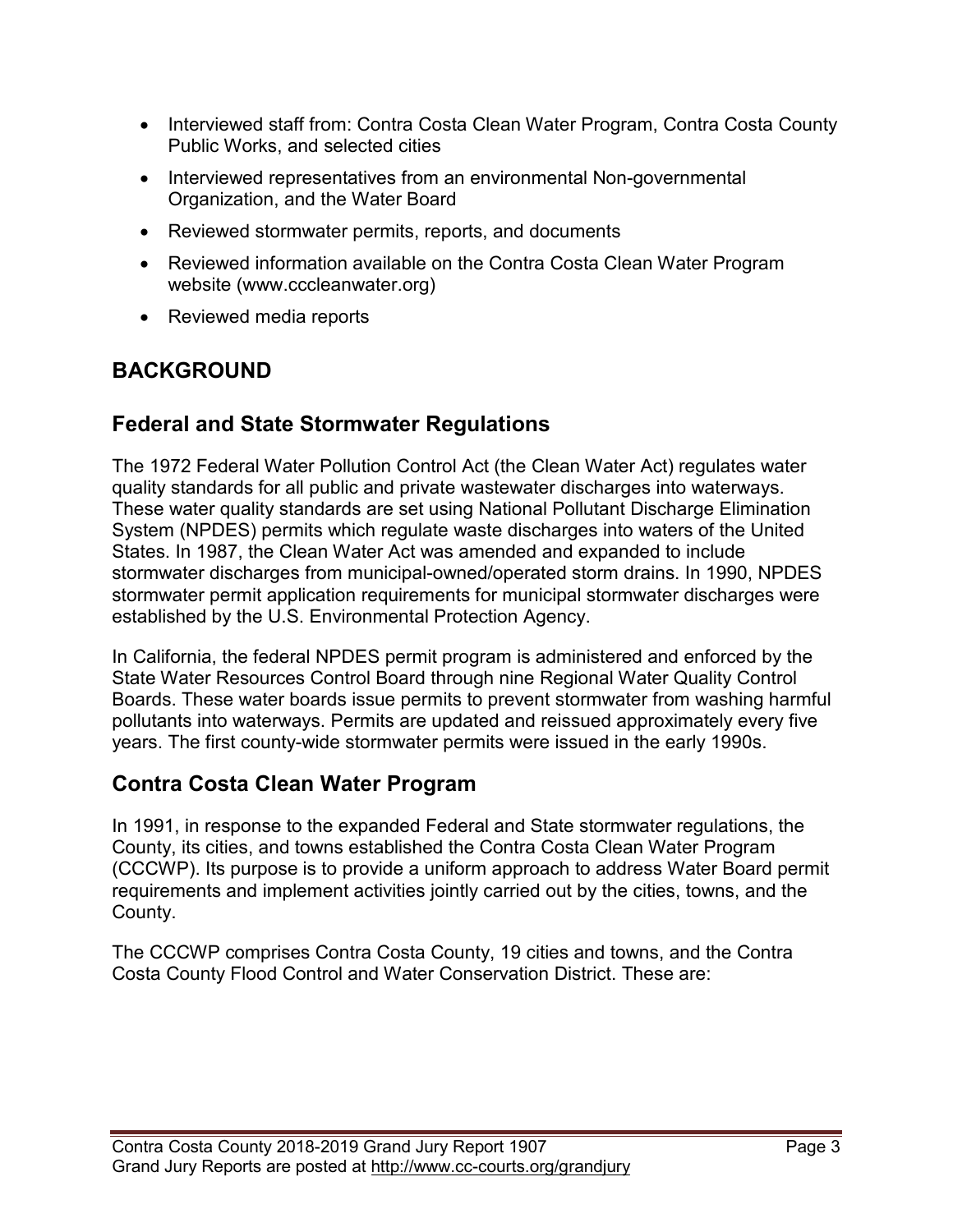- Interviewed staff from: Contra Costa Clean Water Program, Contra Costa County Public Works, and selected cities
- Interviewed representatives from an environmental Non-governmental Organization, and the Water Board
- Reviewed stormwater permits, reports, and documents
- Reviewed information available on the Contra Costa Clean Water Program website (www.cccleanwater.org)
- Reviewed media reports

## BACKGROUND

### Federal and State Stormwater Regulations

The 1972 Federal Water Pollution Control Act (the Clean Water Act) regulates water quality standards for all public and private wastewater discharges into waterways. These water quality standards are set using National Pollutant Discharge Elimination System (NPDES) permits which regulate waste discharges into waters of the United States. In 1987, the Clean Water Act was amended and expanded to include stormwater discharges from municipal-owned/operated storm drains. In 1990, NPDES stormwater permit application requirements for municipal stormwater discharges were established by the U.S. Environmental Protection Agency.

In California, the federal NPDES permit program is administered and enforced by the State Water Resources Control Board through nine Regional Water Quality Control Boards. These water boards issue permits to prevent stormwater from washing harmful pollutants into waterways. Permits are updated and reissued approximately every five years. The first county-wide stormwater permits were issued in the early 1990s.

### Contra Costa Clean Water Program

In 1991, in response to the expanded Federal and State stormwater regulations, the County, its cities, and towns established the Contra Costa Clean Water Program (CCCWP). Its purpose is to provide a uniform approach to address Water Board permit requirements and implement activities jointly carried out by the cities, towns, and the County.

The CCCWP comprises Contra Costa County, 19 cities and towns, and the Contra Costa County Flood Control and Water Conservation District. These are: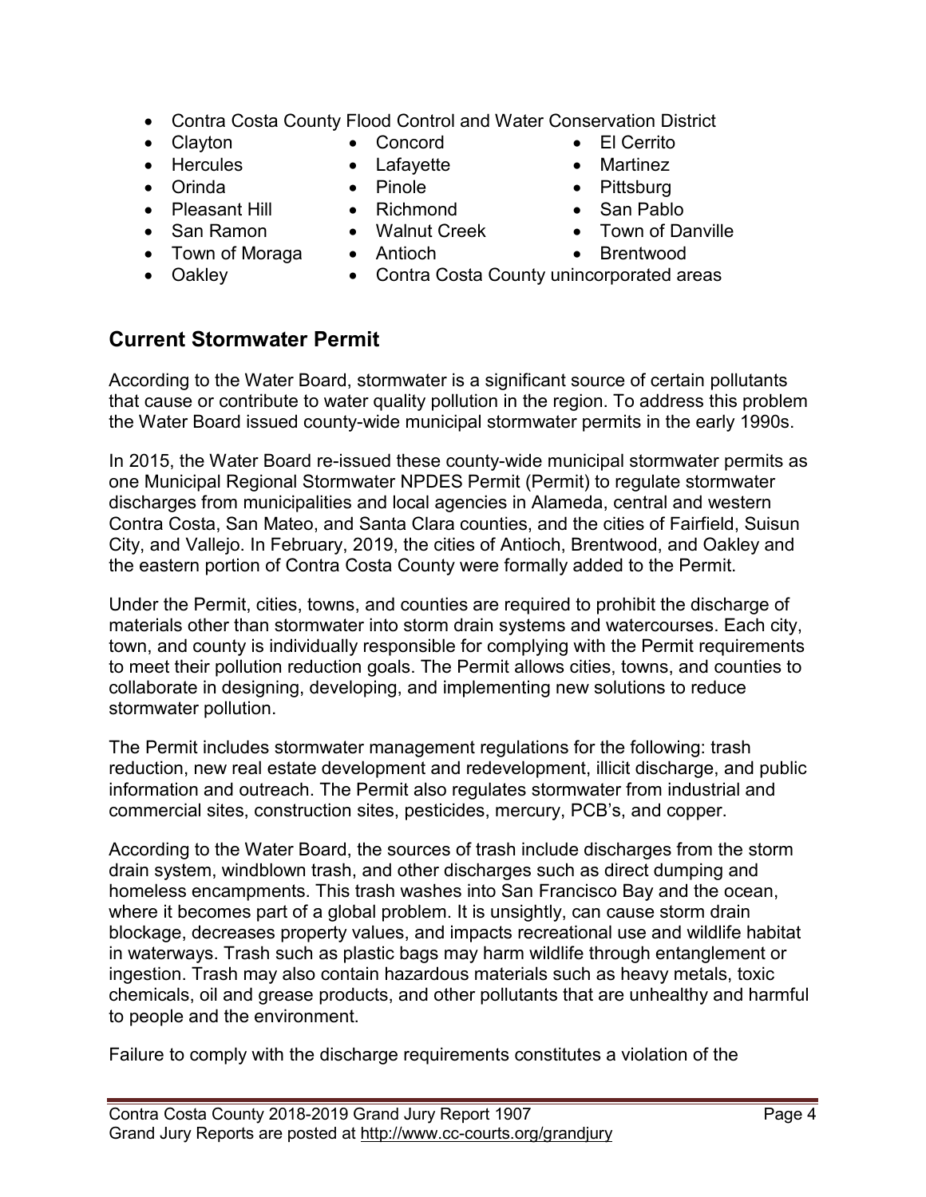- Contra Costa County Flood Control and Water Conservation District
- Clayton
- Concord
- El Cerrito
- Hercules
- Lafayette
- Martinez
- Orinda
- Pinole
- Pittsburg
- Pleasant Hill
- Richmond
- San Pablo
- San Ramon
- Walnut Creek
- Town of Danville
- Town of Moraga
- Antioch
- Brentwood
- Oakley
- Contra Costa County unincorporated areas

## Current Stormwater Permit

According to the Water Board, stormwater is a significant source of certain pollutants that cause or contribute to water quality pollution in the region. To address this problem the Water Board issued county-wide municipal stormwater permits in the early 1990s.

In 2015, the Water Board re-issued these county-wide municipal stormwater permits as one Municipal Regional Stormwater NPDES Permit (Permit) to regulate stormwater discharges from municipalities and local agencies in Alameda, central and western Contra Costa, San Mateo, and Santa Clara counties, and the cities of Fairfield, Suisun City, and Vallejo. In February, 2019, the cities of Antioch, Brentwood, and Oakley and the eastern portion of Contra Costa County were formally added to the Permit.

Under the Permit, cities, towns, and counties are required to prohibit the discharge of materials other than stormwater into storm drain systems and watercourses. Each city, town, and county is individually responsible for complying with the Permit requirements to meet their pollution reduction goals. The Permit allows cities, towns, and counties to collaborate in designing, developing, and implementing new solutions to reduce stormwater pollution.

The Permit includes stormwater management regulations for the following: trash reduction, new real estate development and redevelopment, illicit discharge, and public information and outreach. The Permit also regulates stormwater from industrial and commercial sites, construction sites, pesticides, mercury, PCB's, and copper.

According to the Water Board, the sources of trash include discharges from the storm drain system, windblown trash, and other discharges such as direct dumping and homeless encampments. This trash washes into San Francisco Bay and the ocean, where it becomes part of a global problem. It is unsightly, can cause storm drain blockage, decreases property values, and impacts recreational use and wildlife habitat in waterways. Trash such as plastic bags may harm wildlife through entanglement or ingestion. Trash may also contain hazardous materials such as heavy metals, toxic chemicals, oil and grease products, and other pollutants that are unhealthy and harmful to people and the environment.

Failure to comply with the discharge requirements constitutes a violation of the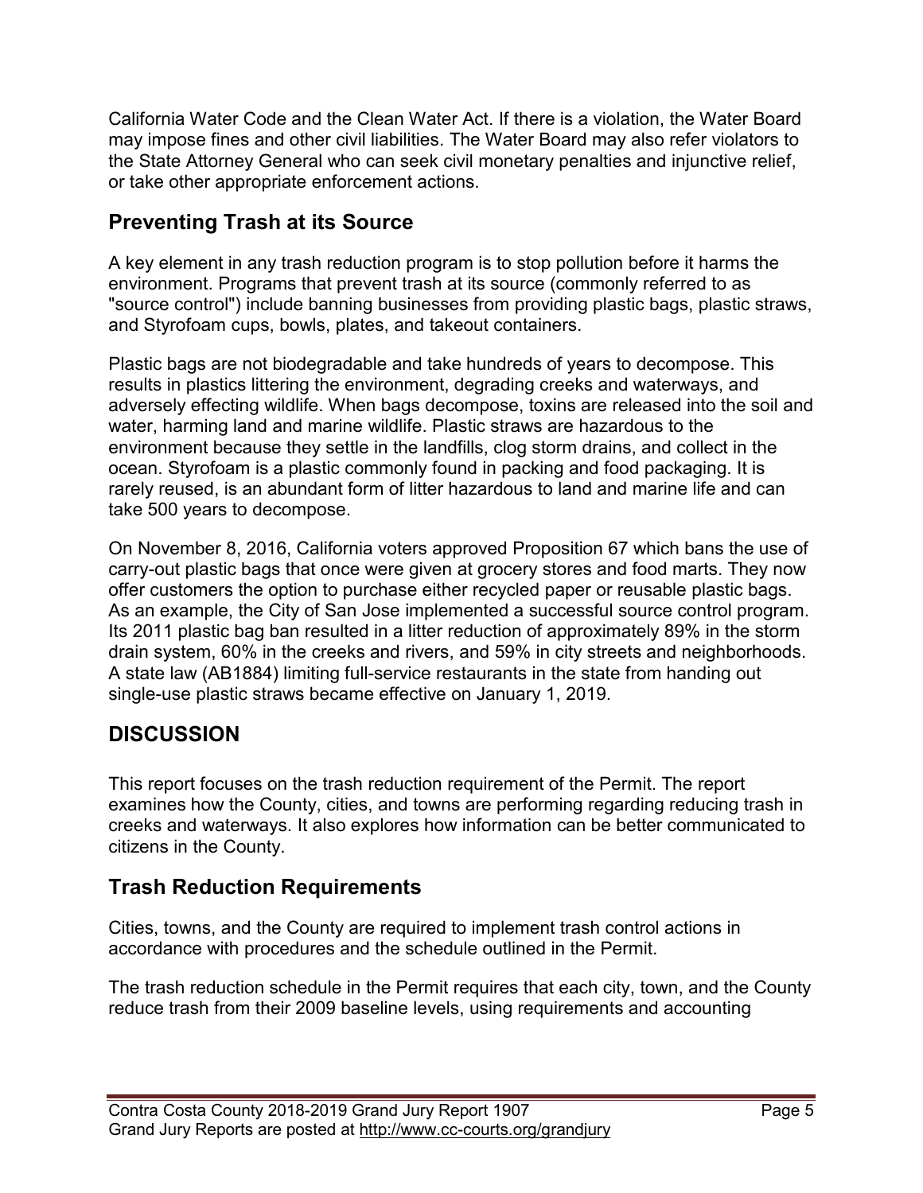California Water Code and the Clean Water Act. If there is a violation, the Water Board may impose fines and other civil liabilities. The Water Board may also refer violators to the State Attorney General who can seek civil monetary penalties and injunctive relief, or take other appropriate enforcement actions.

## Preventing Trash at its Source

A key element in any trash reduction program is to stop pollution before it harms the environment. Programs that prevent trash at its source (commonly referred to as "source control") include banning businesses from providing plastic bags, plastic straws, and Styrofoam cups, bowls, plates, and takeout containers.

Plastic bags are not biodegradable and take hundreds of years to decompose. This results in plastics littering the environment, degrading creeks and waterways, and adversely effecting wildlife. When bags decompose, toxins are released into the soil and water, harming land and marine wildlife. Plastic straws are hazardous to the environment because they settle in the landfills, clog storm drains, and collect in the ocean. Styrofoam is a plastic commonly found in packing and food packaging. It is rarely reused, is an abundant form of litter hazardous to land and marine life and can take 500 years to decompose.

On November 8, 2016, California voters approved Proposition 67 which bans the use of carry-out plastic bags that once were given at grocery stores and food marts. They now offer customers the option to purchase either recycled paper or reusable plastic bags. As an example, the City of San Jose implemented a successful source control program. Its 2011 plastic bag ban resulted in a litter reduction of approximately 89% in the storm drain system, 60% in the creeks and rivers, and 59% in city streets and neighborhoods. A state law (AB1884) limiting full-service restaurants in the state from handing out single-use plastic straws became effective on January 1, 2019.

# DISCUSSION

This report focuses on the trash reduction requirement of the Permit. The report examines how the County, cities, and towns are performing regarding reducing trash in creeks and waterways. It also explores how information can be better communicated to citizens in the County.

## Trash Reduction Requirements

Cities, towns, and the County are required to implement trash control actions in accordance with procedures and the schedule outlined in the Permit.

The trash reduction schedule in the Permit requires that each city, town, and the County reduce trash from their 2009 baseline levels, using requirements and accounting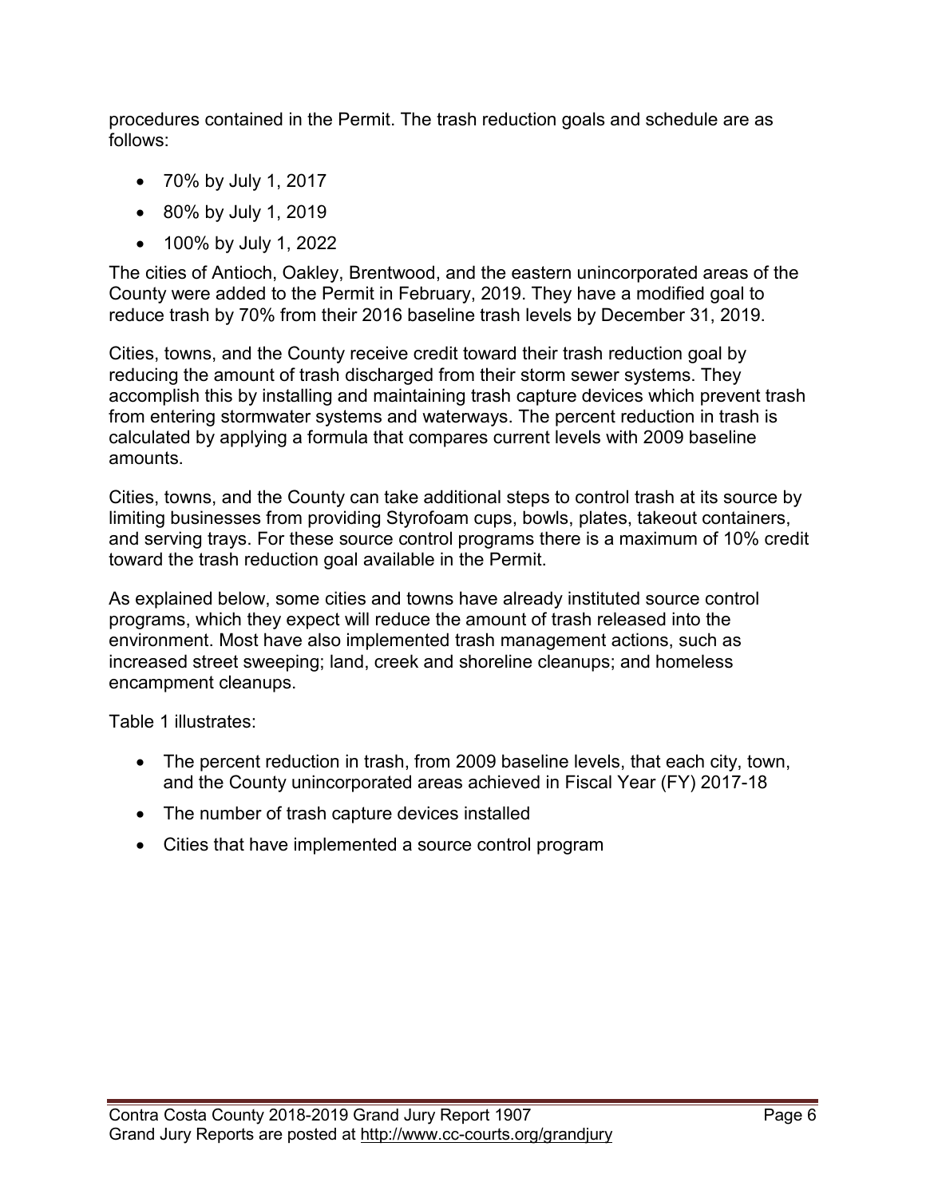procedures contained in the Permit. The trash reduction goals and schedule are as follows:

- 70% by July 1, 2017
- 80% by July 1, 2019
- 100% by July 1, 2022

The cities of Antioch, Oakley, Brentwood, and the eastern unincorporated areas of the County were added to the Permit in February, 2019. They have a modified goal to reduce trash by 70% from their 2016 baseline trash levels by December 31, 2019.

Cities, towns, and the County receive credit toward their trash reduction goal by reducing the amount of trash discharged from their storm sewer systems. They accomplish this by installing and maintaining trash capture devices which prevent trash from entering stormwater systems and waterways. The percent reduction in trash is calculated by applying a formula that compares current levels with 2009 baseline amounts.

Cities, towns, and the County can take additional steps to control trash at its source by limiting businesses from providing Styrofoam cups, bowls, plates, takeout containers, and serving trays. For these source control programs there is a maximum of 10% credit toward the trash reduction goal available in the Permit.

As explained below, some cities and towns have already instituted source control programs, which they expect will reduce the amount of trash released into the environment. Most have also implemented trash management actions, such as increased street sweeping; land, creek and shoreline cleanups; and homeless encampment cleanups.

Table 1 illustrates:

- The percent reduction in trash, from 2009 baseline levels, that each city, town, and the County unincorporated areas achieved in Fiscal Year (FY) 2017-18
- The number of trash capture devices installed
- Cities that have implemented a source control program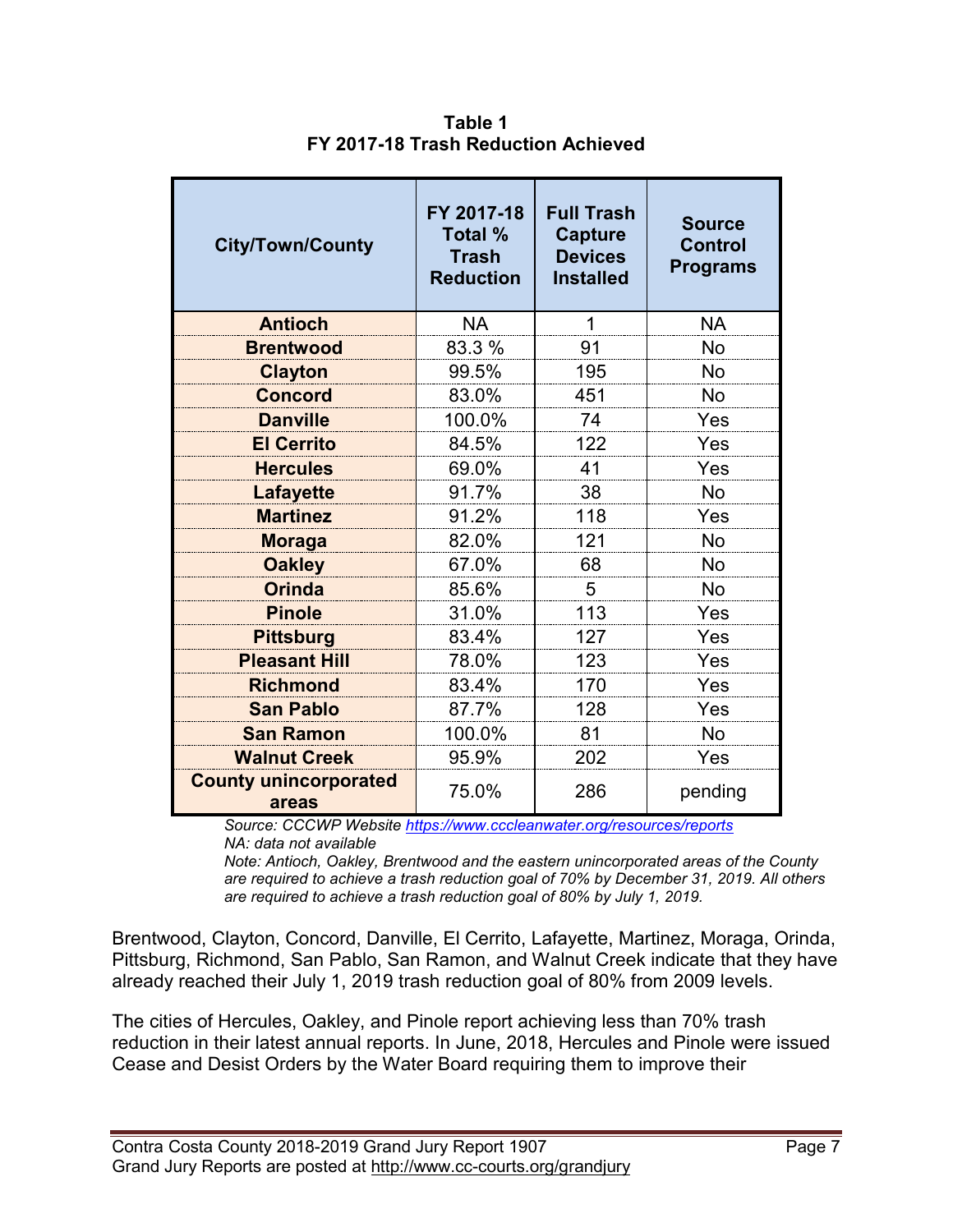**Table 1**
**FY 2017-18 Trash Reduction Achieved**

| City/Town/County | FY 2017-18 Total % Trash Reduction | Full Trash Capture Devices Installed | Source Control Programs |
|---|---|---|---|
| **Antioch** | NA | 1 | NA |
| **Brentwood** | 83.3 % | 91 | No |
| **Clayton** | 99.5% | 195 | No |
| **Concord** | 83.0% | 451 | No |
| **Danville** | 100.0% | 74 | Yes |
| **El Cerrito** | 84.5% | 122 | Yes |
| **Hercules** | 69.0% | 41 | Yes |
| **Lafayette** | 91.7% | 38 | No |
| **Martinez** | 91.2% | 118 | Yes |
| **Moraga** | 82.0% | 121 | No |
| **Oakley** | 67.0% | 68 | No |
| **Orinda** | 85.6% | 5 | No |
| **Pinole** | 31.0% | 113 | Yes |
| **Pittsburg** | 83.4% | 127 | Yes |
| **Pleasant Hill** | 78.0% | 123 | Yes |
| **Richmond** | 83.4% | 170 | Yes |
| **San Pablo** | 87.7% | 128 | Yes |
| **San Ramon** | 100.0% | 81 | No |
| **Walnut Creek** | 95.9% | 202 | Yes |
| **County unincorporated areas** | 75.0% | 286 | pending |

*Source: CCCWP Website https://www.cccleanwater.org/resources/reports*
*NA: data not available*
*Note: Antioch, Oakley, Brentwood and the eastern unincorporated areas of the County are required to achieve a trash reduction goal of 70% by December 31, 2019. All others are required to achieve a trash reduction goal of 80% by July 1, 2019.*

Brentwood, Clayton, Concord, Danville, El Cerrito, Lafayette, Martinez, Moraga, Orinda, Pittsburg, Richmond, San Pablo, San Ramon, and Walnut Creek indicate that they have already reached their July 1, 2019 trash reduction goal of 80% from 2009 levels.

The cities of Hercules, Oakley, and Pinole report achieving less than 70% trash reduction in their latest annual reports. In June, 2018, Hercules and Pinole were issued Cease and Desist Orders by the Water Board requiring them to improve their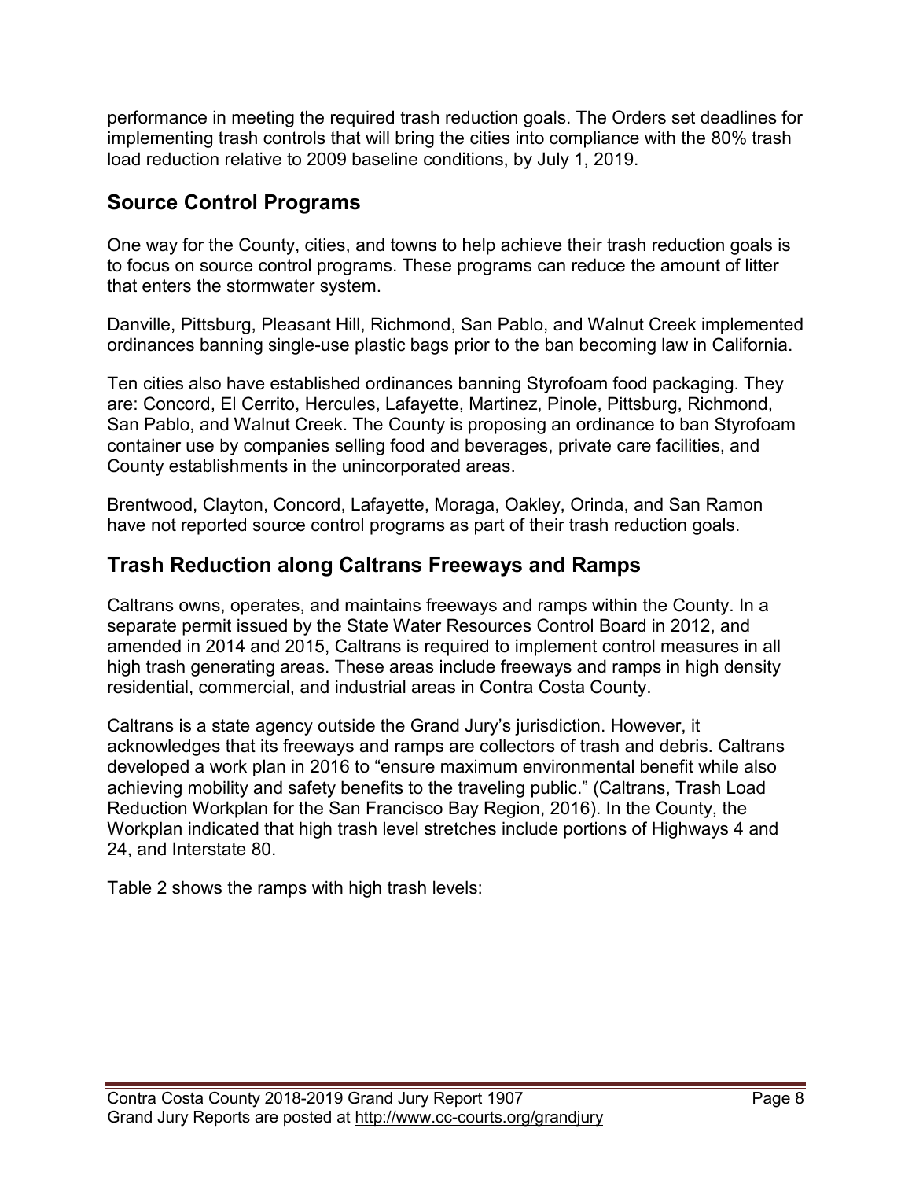performance in meeting the required trash reduction goals. The Orders set deadlines for implementing trash controls that will bring the cities into compliance with the 80% trash load reduction relative to 2009 baseline conditions, by July 1, 2019.

## Source Control Programs

One way for the County, cities, and towns to help achieve their trash reduction goals is to focus on source control programs. These programs can reduce the amount of litter that enters the stormwater system.

Danville, Pittsburg, Pleasant Hill, Richmond, San Pablo, and Walnut Creek implemented ordinances banning single-use plastic bags prior to the ban becoming law in California.

Ten cities also have established ordinances banning Styrofoam food packaging. They are: Concord, El Cerrito, Hercules, Lafayette, Martinez, Pinole, Pittsburg, Richmond, San Pablo, and Walnut Creek. The County is proposing an ordinance to ban Styrofoam container use by companies selling food and beverages, private care facilities, and County establishments in the unincorporated areas.

Brentwood, Clayton, Concord, Lafayette, Moraga, Oakley, Orinda, and San Ramon have not reported source control programs as part of their trash reduction goals.

## Trash Reduction along Caltrans Freeways and Ramps

Caltrans owns, operates, and maintains freeways and ramps within the County. In a separate permit issued by the State Water Resources Control Board in 2012, and amended in 2014 and 2015, Caltrans is required to implement control measures in all high trash generating areas. These areas include freeways and ramps in high density residential, commercial, and industrial areas in Contra Costa County.

Caltrans is a state agency outside the Grand Jury's jurisdiction. However, it acknowledges that its freeways and ramps are collectors of trash and debris. Caltrans developed a work plan in 2016 to "ensure maximum environmental benefit while also achieving mobility and safety benefits to the traveling public." (Caltrans, Trash Load Reduction Workplan for the San Francisco Bay Region, 2016). In the County, the Workplan indicated that high trash level stretches include portions of Highways 4 and 24, and Interstate 80.

Table 2 shows the ramps with high trash levels: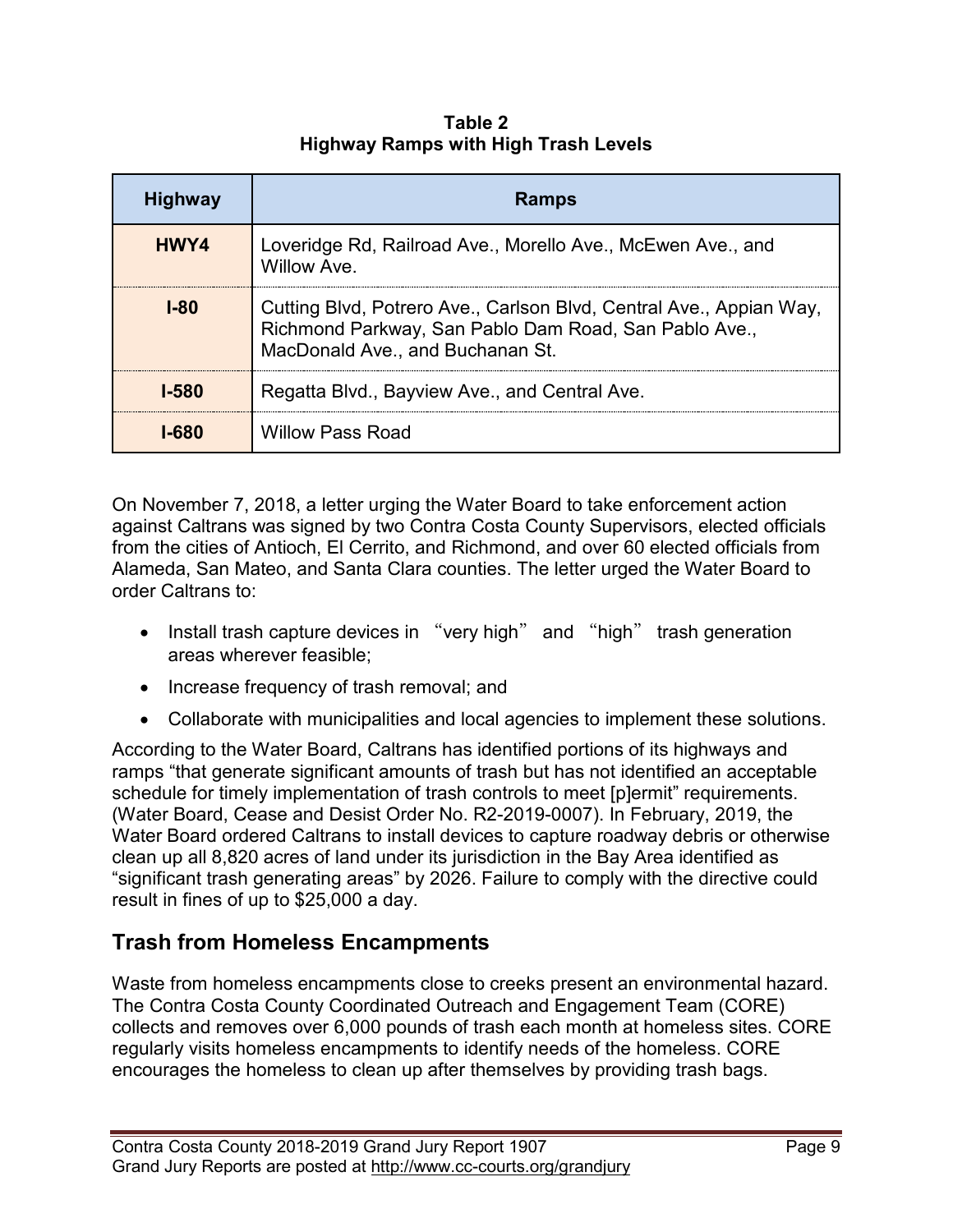**Table 2**
**Highway Ramps with High Trash Levels**

| Highway | Ramps |
|---|---|
| HWY4 | Loveridge Rd, Railroad Ave., Morello Ave., McEwen Ave., and Willow Ave. |
| I-80 | Cutting Blvd, Potrero Ave., Carlson Blvd, Central Ave., Appian Way, Richmond Parkway, San Pablo Dam Road, San Pablo Ave., MacDonald Ave., and Buchanan St. |
| I-580 | Regatta Blvd., Bayview Ave., and Central Ave. |
| I-680 | Willow Pass Road |

On November 7, 2018, a letter urging the Water Board to take enforcement action against Caltrans was signed by two Contra Costa County Supervisors, elected officials from the cities of Antioch, El Cerrito, and Richmond, and over 60 elected officials from Alameda, San Mateo, and Santa Clara counties. The letter urged the Water Board to order Caltrans to:

- Install trash capture devices in "very high" and "high" trash generation areas wherever feasible;
- Increase frequency of trash removal; and
- Collaborate with municipalities and local agencies to implement these solutions.

According to the Water Board, Caltrans has identified portions of its highways and ramps "that generate significant amounts of trash but has not identified an acceptable schedule for timely implementation of trash controls to meet [p]ermit" requirements. (Water Board, Cease and Desist Order No. R2-2019-0007). In February, 2019, the Water Board ordered Caltrans to install devices to capture roadway debris or otherwise clean up all 8,820 acres of land under its jurisdiction in the Bay Area identified as "significant trash generating areas" by 2026. Failure to comply with the directive could result in fines of up to $25,000 a day.

## Trash from Homeless Encampments

Waste from homeless encampments close to creeks present an environmental hazard. The Contra Costa County Coordinated Outreach and Engagement Team (CORE) collects and removes over 6,000 pounds of trash each month at homeless sites. CORE regularly visits homeless encampments to identify needs of the homeless. CORE encourages the homeless to clean up after themselves by providing trash bags.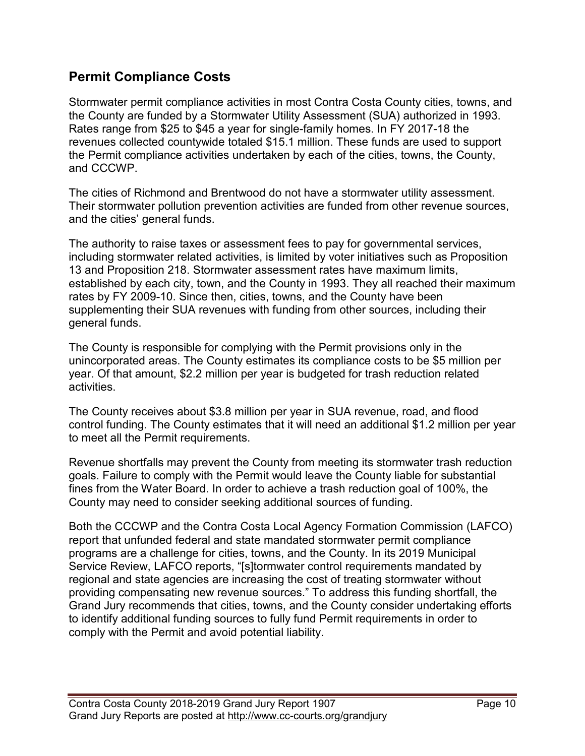## Permit Compliance Costs

Stormwater permit compliance activities in most Contra Costa County cities, towns, and the County are funded by a Stormwater Utility Assessment (SUA) authorized in 1993. Rates range from $25 to $45 a year for single-family homes. In FY 2017-18 the revenues collected countywide totaled $15.1 million. These funds are used to support the Permit compliance activities undertaken by each of the cities, towns, the County, and CCCWP.

The cities of Richmond and Brentwood do not have a stormwater utility assessment. Their stormwater pollution prevention activities are funded from other revenue sources, and the cities' general funds.

The authority to raise taxes or assessment fees to pay for governmental services, including stormwater related activities, is limited by voter initiatives such as Proposition 13 and Proposition 218. Stormwater assessment rates have maximum limits, established by each city, town, and the County in 1993. They all reached their maximum rates by FY 2009-10. Since then, cities, towns, and the County have been supplementing their SUA revenues with funding from other sources, including their general funds.

The County is responsible for complying with the Permit provisions only in the unincorporated areas. The County estimates its compliance costs to be $5 million per year. Of that amount, $2.2 million per year is budgeted for trash reduction related activities.

The County receives about $3.8 million per year in SUA revenue, road, and flood control funding. The County estimates that it will need an additional $1.2 million per year to meet all the Permit requirements.

Revenue shortfalls may prevent the County from meeting its stormwater trash reduction goals. Failure to comply with the Permit would leave the County liable for substantial fines from the Water Board. In order to achieve a trash reduction goal of 100%, the County may need to consider seeking additional sources of funding.

Both the CCCWP and the Contra Costa Local Agency Formation Commission (LAFCO) report that unfunded federal and state mandated stormwater permit compliance programs are a challenge for cities, towns, and the County. In its 2019 Municipal Service Review, LAFCO reports, "[s]tormwater control requirements mandated by regional and state agencies are increasing the cost of treating stormwater without providing compensating new revenue sources." To address this funding shortfall, the Grand Jury recommends that cities, towns, and the County consider undertaking efforts to identify additional funding sources to fully fund Permit requirements in order to comply with the Permit and avoid potential liability.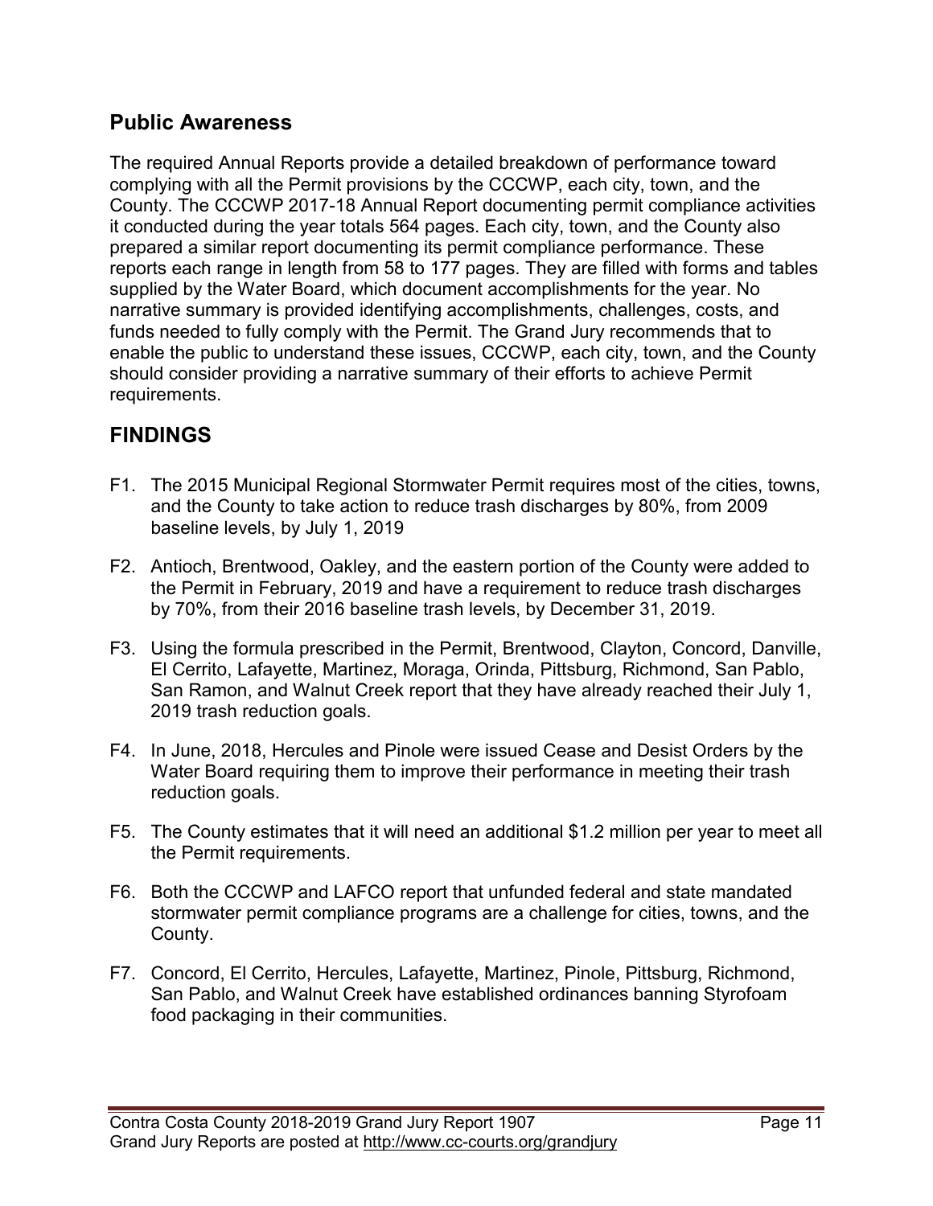## Public Awareness

The required Annual Reports provide a detailed breakdown of performance toward complying with all the Permit provisions by the CCCWP, each city, town, and the County. The CCCWP 2017-18 Annual Report documenting permit compliance activities it conducted during the year totals 564 pages. Each city, town, and the County also prepared a similar report documenting its permit compliance performance. These reports each range in length from 58 to 177 pages. They are filled with forms and tables supplied by the Water Board, which document accomplishments for the year. No narrative summary is provided identifying accomplishments, challenges, costs, and funds needed to fully comply with the Permit. The Grand Jury recommends that to enable the public to understand these issues, CCCWP, each city, town, and the County should consider providing a narrative summary of their efforts to achieve Permit requirements.

## FINDINGS

F1. The 2015 Municipal Regional Stormwater Permit requires most of the cities, towns, and the County to take action to reduce trash discharges by 80%, from 2009 baseline levels, by July 1, 2019

F2. Antioch, Brentwood, Oakley, and the eastern portion of the County were added to the Permit in February, 2019 and have a requirement to reduce trash discharges by 70%, from their 2016 baseline trash levels, by December 31, 2019.

F3. Using the formula prescribed in the Permit, Brentwood, Clayton, Concord, Danville, El Cerrito, Lafayette, Martinez, Moraga, Orinda, Pittsburg, Richmond, San Pablo, San Ramon, and Walnut Creek report that they have already reached their July 1, 2019 trash reduction goals.

F4. In June, 2018, Hercules and Pinole were issued Cease and Desist Orders by the Water Board requiring them to improve their performance in meeting their trash reduction goals.

F5. The County estimates that it will need an additional $1.2 million per year to meet all the Permit requirements.

F6. Both the CCCWP and LAFCO report that unfunded federal and state mandated stormwater permit compliance programs are a challenge for cities, towns, and the County.

F7. Concord, El Cerrito, Hercules, Lafayette, Martinez, Pinole, Pittsburg, Richmond, San Pablo, and Walnut Creek have established ordinances banning Styrofoam food packaging in their communities.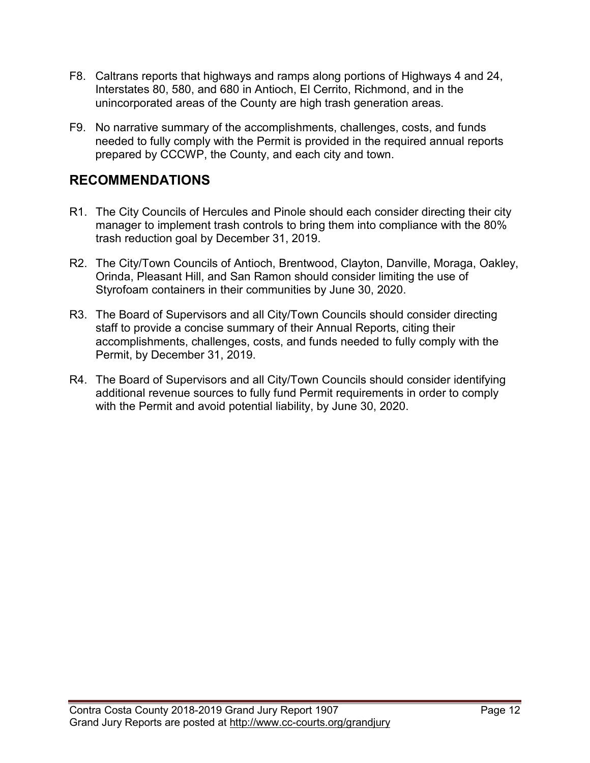F8. Caltrans reports that highways and ramps along portions of Highways 4 and 24, Interstates 80, 580, and 680 in Antioch, El Cerrito, Richmond, and in the unincorporated areas of the County are high trash generation areas.

F9. No narrative summary of the accomplishments, challenges, costs, and funds needed to fully comply with the Permit is provided in the required annual reports prepared by CCCWP, the County, and each city and town.

## RECOMMENDATIONS

R1. The City Councils of Hercules and Pinole should each consider directing their city manager to implement trash controls to bring them into compliance with the 80% trash reduction goal by December 31, 2019.

R2. The City/Town Councils of Antioch, Brentwood, Clayton, Danville, Moraga, Oakley, Orinda, Pleasant Hill, and San Ramon should consider limiting the use of Styrofoam containers in their communities by June 30, 2020.

R3. The Board of Supervisors and all City/Town Councils should consider directing staff to provide a concise summary of their Annual Reports, citing their accomplishments, challenges, costs, and funds needed to fully comply with the Permit, by December 31, 2019.

R4. The Board of Supervisors and all City/Town Councils should consider identifying additional revenue sources to fully fund Permit requirements in order to comply with the Permit and avoid potential liability, by June 30, 2020.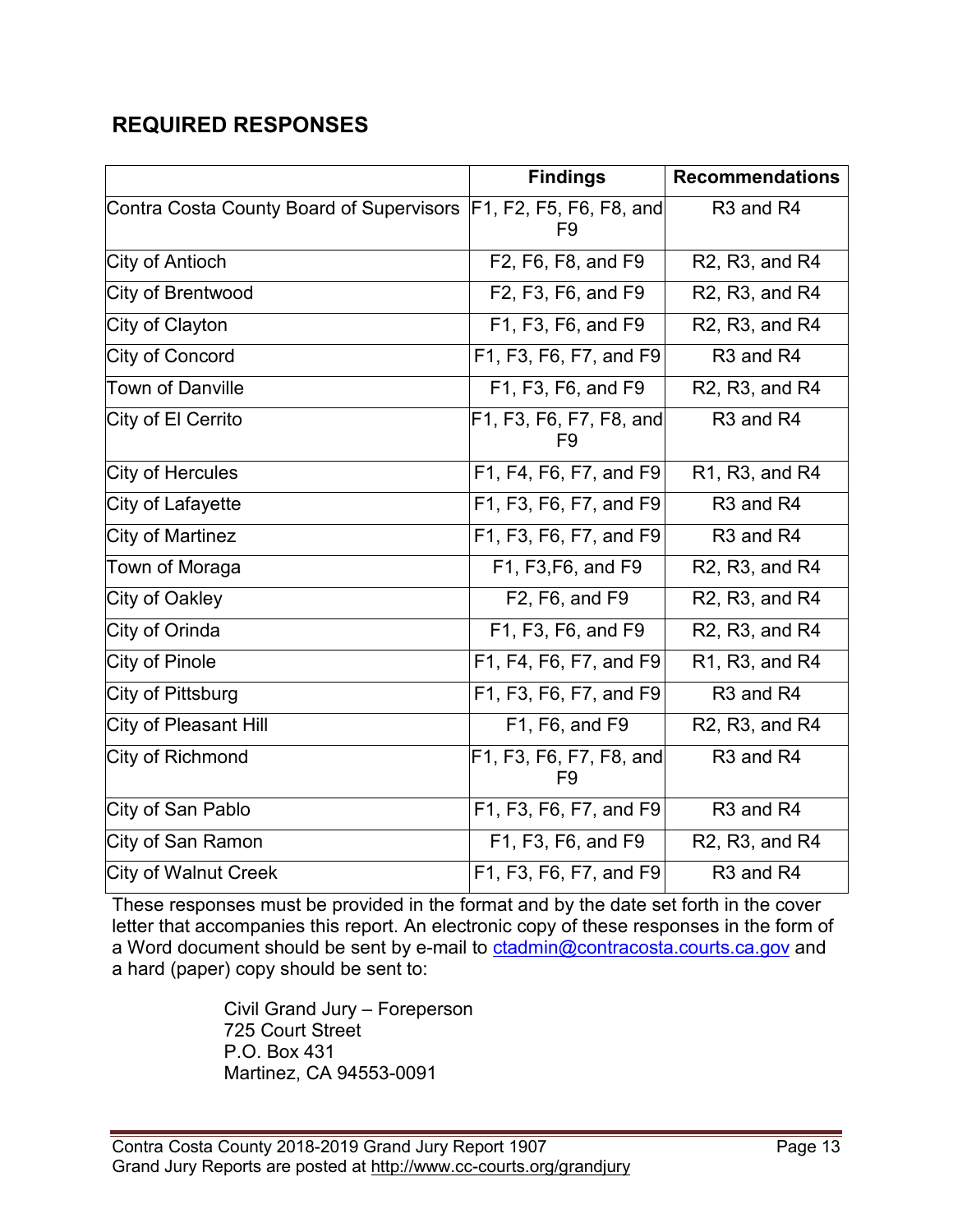## REQUIRED RESPONSES

| | Findings | Recommendations |
|---|---|---|
| Contra Costa County Board of Supervisors | F1, F2, F5, F6, F8, and F9 | R3 and R4 |
| City of Antioch | F2, F6, F8, and F9 | R2, R3, and R4 |
| City of Brentwood | F2, F3, F6, and F9 | R2, R3, and R4 |
| City of Clayton | F1, F3, F6, and F9 | R2, R3, and R4 |
| City of Concord | F1, F3, F6, F7, and F9 | R3 and R4 |
| Town of Danville | F1, F3, F6, and F9 | R2, R3, and R4 |
| City of El Cerrito | F1, F3, F6, F7, F8, and F9 | R3 and R4 |
| City of Hercules | F1, F4, F6, F7, and F9 | R1, R3, and R4 |
| City of Lafayette | F1, F3, F6, F7, and F9 | R3 and R4 |
| City of Martinez | F1, F3, F6, F7, and F9 | R3 and R4 |
| Town of Moraga | F1, F3,F6, and F9 | R2, R3, and R4 |
| City of Oakley | F2, F6, and F9 | R2, R3, and R4 |
| City of Orinda | F1, F3, F6, and F9 | R2, R3, and R4 |
| City of Pinole | F1, F4, F6, F7, and F9 | R1, R3, and R4 |
| City of Pittsburg | F1, F3, F6, F7, and F9 | R3 and R4 |
| City of Pleasant Hill | F1, F6, and F9 | R2, R3, and R4 |
| City of Richmond | F1, F3, F6, F7, F8, and F9 | R3 and R4 |
| City of San Pablo | F1, F3, F6, F7, and F9 | R3 and R4 |
| City of San Ramon | F1, F3, F6, and F9 | R2, R3, and R4 |
| City of Walnut Creek | F1, F3, F6, F7, and F9 | R3 and R4 |

These responses must be provided in the format and by the date set forth in the cover letter that accompanies this report. An electronic copy of these responses in the form of a Word document should be sent by e-mail to ctadmin@contracosta.courts.ca.gov and a hard (paper) copy should be sent to:

Civil Grand Jury – Foreperson
725 Court Street
P.O. Box 431
Martinez, CA 94553-0091